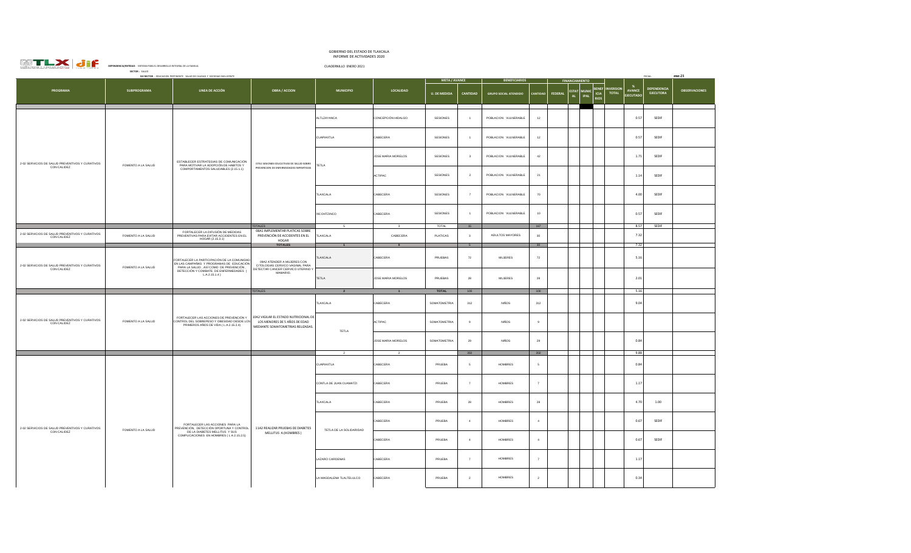GOBIERNO DEL ESTADO DE TLAXCALA
INFORME DE ACTIVIDADES 2020

CUADERNILLO ENERO 2021

**DEPENDENCIA/ENTIDAD:** SISTEMA PARA EL DESARROLLO INTEGRAL DE LA FAMILIA

**SECTOR:** SALUD

**EJE RECTOR:** EDUCACIÓN PERTINENTE, SALUD DE CALIDAD Y SOCIEDAD INCLUYENTE

FECHA: mar-21

| PROGRAMA | SUBPROGRAMA | LINEA DE ACCIÓN | OBRA / ACCION | MUNICIPIO | LOCALIDAD | META / AVANCE | | BENEFICIARIOS | | FINANCIAMIENTO | | | | INVERSION TOTAL | % AVANCE EJECUTADO | DEPENDENCIA EJECUTORA | OBSERVACIONES |
|---|---|---|---|---|---|---|---|---|---|---|---|---|---|---|---|---|---|
| | | | | | | U. DE MEDIDA | CANTIDAD | GRUPO SOCIAL ATENDIDO | CANTIDAD | FEDERAL | ESTATAL | MUNICIPAL | BENEFICIARIOS | | | | |
| 2-02 SERVICIOS DE SALUD PREVENTIVOS Y CURATIVOS CON CALIDEZ | FOMENTO A LA SALUD | ESTABLECER ESTRATEGIAS DE COMUNICACIÓN PARA MOTIVAR LA ADOPCIÓN DE HABITOS Y COMPORTAMIENTOS SALUDABLES (2.15.1.1) | 07A1 SESIONES EDUCATIVAS DE SALUD SOBRE PREVENCION DE ENFERMEDADES INFANTILES | ALTZAYANCA | CONCEPCIÓN HIDALGO | SESIONES | 1 | POBLACION VULNERABLE | 12 | | | | | | 0.57 | SEDIF | |
| | | | | CUAPIAXTLA | CABECERA | SESIONES | 1 | POBLACION VULNERABLE | 12 | | | | | | 0.57 | SEDIF | |
| | | | | TETLA | JOSE MARIA MORELOS | SESIONES | 3 | POBLACION VULNERABLE | 42 | | | | | | 1.71 | SEDIF | |
| | | | | | ACTIPAC | SESIONES | 2 | POBLACION VULNERABLE | 21 | | | | | | 1.14 | SEDIF | |
| | | | | TLAXCALA | CABECERA | SESIONES | 7 | POBLACION VULNERABLE | 70 | | | | | | 4.00 | SEDIF | |
| | | | | XICOHTZINCO | CABECERA | SESIONES | 1 | POBLACION VULNERABLE | 10 | | | | | | 0.57 | SEDIF | |
| | | | TOTALES | 5 | 3 | TOTAL | 15 | | 167 | | | | | | 8.57 | SEDIF | |
| 2-02 SERVICIOS DE SALUD PREVENTIVOS Y CURATIVOS CON CALIDEZ | FOMENTO A LA SALUD | FORTALECER LA DIFUSIÓN DE MEDIDAS PREVENTIVAS PARA EVITAR ACCIDENTES EN EL HOGAR (2.15.3.1) | 08A1 IMPLEMENTAR PLATICAS SOBRE PREVENCIÓN DE ACCIDENTES EN EL HOGAR | TLAXCALA | CABECERA | PLATICAS | 3 | ADULTOS MAYORES | 30 | | | | | | 7.32 | | |
| | | | TOTALES | 1 | 0 | | 5 | | 30 | | | | | | 7.32 | | |
| 2-02 SERVICIOS DE SALUD PREVENTIVOS Y CURATIVOS CON CALIDEZ | FOMENTO A LA SALUD | FORTALECER LA PARTICIPACIÓN DE LA COMUNIDAD EN LAS CAMPAÑAS Y PROGRAMAS DE EDUCACIÓN PARA LA SALUD , ASÍ COMO DE PREVENCIÓN , DETECCIÓN Y COMBATE DE ENFERMEDADES ( L.A.2.15.1.4 ) | 09A2 ATENDER A MUJERES CON CITOLOGIAS CERVICO VAGINAL PARA DETECTAR CANCER CERVICO UTERINO Y MAMARIO. | TLAXCALA | CABECERA | PRUEBAS | 72 | MUJERES | 72 | | | | | | 5.16 | | |
| | | | | TETLA | JOSE MARIA MORELOS | PRUEBAS | 28 | MUJERES | 28 | | | | | | 2.01 | | |
| | | | TOTALES | 2 | 1 | TOTAL | 100 | | 100 | | | | | | 5.16 | | |
| 2-02 SERVICIOS DE SALUD PREVENTIVOS Y CURATIVOS CON CALIDEZ | FOMENTO A LA SALUD | FORTALECER LAS ACCIONES DE PREVENCIÓN Y CONTROL DEL SOBREPESO Y OBESIDAD DESDE LOS PRIMEROS AÑOS DE VIDA ( L.A.2.15.2.4) | 10A2 VIGILAR EL ESTADO NUTRICIONAL DE LOS MENORES DE 5 AÑOS DE EDAD MEDIANTE SOMATOMETRIAS REALIZADAS. | TLAXCALA | CABECERA | SOMATOMETRIA | 312 | NIÑOS | 312 | | | | | | 9.04 | | |
| | | | | TETLA | ACTIPAC | SOMATOMETRIA | 9 | NIÑOS | 9 | | | | | | | | |
| | | | | | JOSE MARIA MORELOS | SOMATOMETRIA | 29 | NIÑOS | 29 | | | | | | 0.84 | | |
| | | | | 2 | 2 | | 350 | | 350 | | | | | | 9.88 | | |
| 2-02 SERVICIOS DE SALUD PREVENTIVOS Y CURATIVOS CON CALIDEZ | FOMENTO A LA SALUD | FORTALECER LAS ACCIONES PARA LA PREVENCIÓN, DETECCIÓN OPORTUNA Y CONTROL DE LA DIABETES MELLITUS Y SUS COMPLICACIONES EN HOMBRES ( L.A.2.15.2.5) | 11A2 REALIZAR PRUEBAS DE DIABETES MELLITUS A (HOMBRES ) | CUAPIAXTLA | CABECERA | PRUEBA | 5 | HOMBRES | 5 | | | | | | 0.84 | | |
| | | | | CONTLA DE JUAN CUAMATZI | CABECERA | PRUEBA | 7 | HOMBRES | 7 | | | | | | 1.17 | | |
| | | | | TLAXCALA | CABECERA | PRUEBA | 28 | HOMBRES | 28 | | | | | | 4.70 | 1.00 | |
| | | | | TETLA DE LA SOLIDARIDAD | CABECERA | PRUEBA | 4 | HOMBRES | 4 | | | | | | 0.67 | SEDIF | |
| | | | | | CABECERA | PRUEBA | 4 | HOMBRES | 4 | | | | | | 0.67 | SEDIF | |
| | | | | LAZARO CARDENAS | CABECERA | PRUEBA | 7 | HOMBRES | 7 | | | | | | 1.17 | | |
| | | | | LA MAGDALENA TLALTELULCO | CABECERA | PRUEBA | 2 | HOMBRES | 2 | | | | | | 0.34 | | |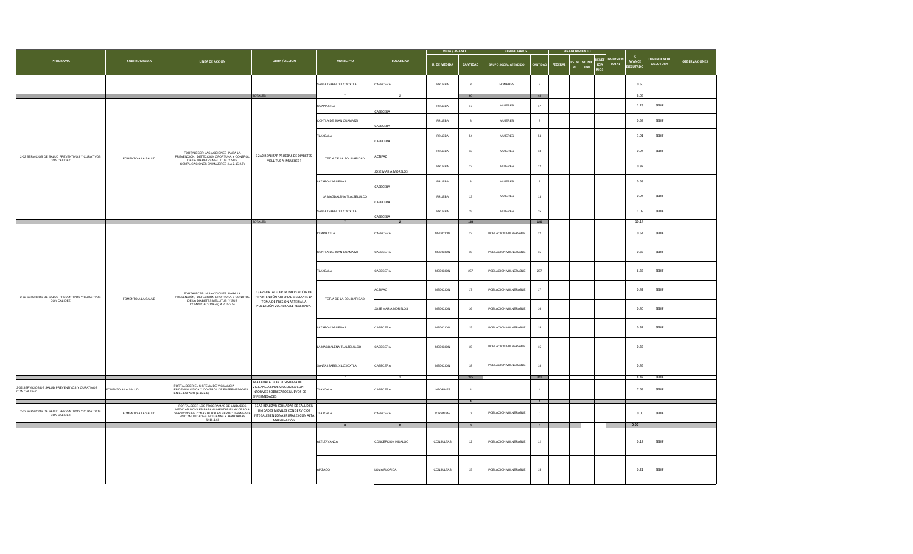| PROGRAMA | SUBPROGRAMA | LINEA DE ACCIÓN | OBRA / ACCION | MUNICIPIO | LOCALIDAD | META / AVANCE | | BENEFICIARIOS | | FINANCIAMIENTO | | | | INVERSION TOTAL | % AVANCE EJECUTADO | DEPENDENCIA EJECUTORA | OBSERVACIONES |
|---|---|---|---|---|---|---|---|---|---|---|---|---|---|---|---|---|---|
| | | | | | | U. DE MEDIDA | CANTIDAD | GRUPO SOCIAL ATENDIDO | CANTIDAD | FEDERAL | ESTATAL | MUNICIPAL | BENEFICIARIOS | | | | |
| | | | | SANTA ISABEL XILOXOXTLA | CABECERA | PRUEBA | 3 | HOMBRES | 3 | | | | | | 0.50 | | |
| | | | TOTALES | 7 | 2 | | 60 | | 48 | | | | | | 8.05 | | |
| 2-02 SERVICIOS DE SALUD PREVENTIVOS Y CURATIVOS CON CALIDEZ | FOMENTO A LA SALUD | FORTALECER LAS ACCIONES PARA LA PREVENCIÓN, DETECCIÓN OPORTUNA Y CONTROL DE LA DIABETES MELLITUS Y SUS COMPLICACIONES EN MUJERES (LA 2.15.2.5) | 12A2 REALIZAR PRUEBAS DE DIABETES MELLITUS A (MUJERES ) | CUAPIAXTLA | CABECERA | PRUEBA | 17 | MUJERES | 17 | | | | | | 1.23 | SEDIF | |
| | | | | CONTLA DE JUAN CUAMATZI | CABECERA | PRUEBA | 8 | MUJERES | 8 | | | | | | 0.58 | SEDIF | |
| | | | | TLAXCALA | CABECERA | PRUEBA | 54 | MUJERES | 54 | | | | | | 3.91 | SEDIF | |
| | | | | TETLA DE LA SOLIDARIDAD | ACTIPAC | PRUEBA | 13 | MUJERES | 13 | | | | | | 0.94 | SEDIF | |
| | | | | | JOSE MARIA MORELOS | PRUEBA | 12 | MUJERES | 12 | | | | | | 0.87 | | |
| | | | | LAZARO CARDENAS | CABECERA | PRUEBA | 8 | MUJERES | 8 | | | | | | 0.58 | | |
| | | | | LA MAGDALENA TLALTELULCO | CABECERA | PRUEBA | 13 | MUJERES | 13 | | | | | | 0.94 | SEDIF | |
| | | | | SANTA ISABEL XILOXOXTLA | CABECERA | PRUEBA | 15 | MUJERES | 15 | | | | | | 1.09 | SEDIF | |
| | | | TOTALES | 7 | 2 | | 140 | | 140 | | | | | | 10.14 | | |
| 2-02 SERVICIOS DE SALUD PREVENTIVOS Y CURATIVOS CON CALIDEZ | FOMENTO A LA SALUD | FORTALECER LAS ACCIONES PARA LA PREVENCIÓN, DETECCIÓN OPORTUNA Y CONTROL DE LA DIABETES MELLITUS Y SUS COMPLICACIONES (LA 2.15.2.5) | 13A2 FORTALECER LA PREVENCIÓN DE HIPERTENSIÓN ARTERIAL MEDIANTE LA TOMA DE PRESIÓN ARTERIAL A POBLACIÓN VULNERABLE REALIZADA. | CUAPIAXTLA | CABECERA | MEDICION | 22 | POBLACION VULNERABLE | 22 | | | | | | 0.54 | SEDIF | |
| | | | | CONTLA DE JUAN CUAMATZI | CABECERA | MEDICION | 15 | POBLACION VULNERABLE | 15 | | | | | | 0.37 | SEDIF | |
| | | | | TLAXCALA | CABECERA | MEDICION | 257 | POBLACION VULNERABLE | 257 | | | | | | 6.36 | SEDIF | |
| | | | | TETLA DE LA SOLIDARIDAD | ACTIPAC | MEDICION | 17 | POBLACION VULNERABLE | 17 | | | | | | 0.42 | SEDIF | |
| | | | | | JOSE MARIA MORELOS | MEDICION | 16 | POBLACION VULNERABLE | 16 | | | | | | 0.40 | SEDIF | |
| | | | | LAZARO CARDENAS | CABECERA | MEDICION | 15 | POBLACION VULNERABLE | 15 | | | | | | 0.37 | SEDIF | |
| | | | | LA MAGDALENA TLALTELULCO | CABECERA | MEDICION | 15 | POBLACION VULNERABLE | 15 | | | | | | 0.37 | | |
| | | | | SANTA ISABEL XILOXOXTLA | CABECERA | MEDICION | 18 | POBLACION VULNERABLE | 18 | | | | | | 0.45 | | |
| | | | | 7 | 2 | | 375 | | 342 | | | | | | 8.47 | SEDIF | |
| 2-02 SERVICIOS DE SALUD PREVENTIVOS Y CURATIVOS CON CALIDEZ | FOMENTO A LA SALUD | FORTALECER EL SISTEMA DE VIGILANCIA EPIDEMIOLOGICA Y CONTROL DE ENFERMEDADES EN EL ESTADO (2.15.2.1) | 14A3 FORTALECER EL SISTEMA DE VIGILANCIA EPIDEMIOLOGICA CON INFORMES SOBRECASOS NUEVOS DE ENFERMEDADES | TLAXCALA | CABECERA | INFORMES | 4 | | 4 | | | | | | 7.69 | SEDIF | |
| | | | | | | | 4 | | 4 | | | | | | | | |
| 2-02 SERVICIOS DE SALUD PREVENTIVOS Y CURATIVOS CON CALIDEZ | FOMENTO A LA SALUD | FORTALECER LOS PROGRAMAS DE UNIDADES MÉDICAS MOVILES PARA AUMENTAR EL ACCESO A SERVICIOS EN ZONAS RURALES PARTICULARMENTE EN COMUNIDADES INDIGENAS Y APARTADAS (2.16.1.6) | 15A3 REALIZAR JORNADAS DE SALUD EN UNIDADES MOVILES CON SERVICIOS INTEGALES EN ZONAS RURALES CON ALTA MARGINACIÓN | TLAXCALA | CABECERA | JORNADAS | 0 | POBLACION VULNERABLE | 0 | | | | | | 0.00 | SEDIF | |
| | | | | 0 | 0 | | 0 | | 0 | | | | | | 0.00 | | |
| | | | | ALTZAYANCA | CONCEPCIÓN HIDALGO | CONSULTAS | 12 | POBLACION VULNERABLE | 12 | | | | | | 0.17 | SEDIF | |
| | | | | APIZACO | LOMA FLORIDA | CONSULTAS | 15 | POBLACION VULNERABLE | 15 | | | | | | 0.21 | SEDIF | |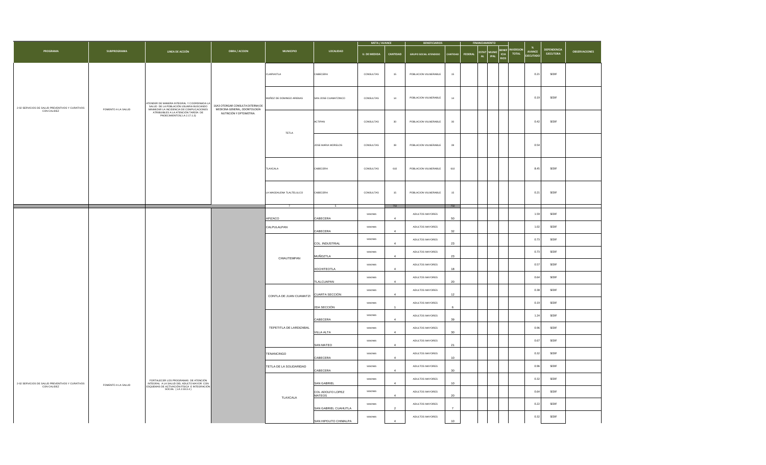| PROGRAMA | SUBPROGRAMA | LINEA DE ACCIÓN | OBRA / ACCION | MUNICIPIO | LOCALIDAD | META / AVANCE | | BENEFICIARIOS | | FINANCIAMIENTO | | | | INVERSION TOTAL | % AVANCE EJECUTADO | DEPENDENCIA EJECUTORA | OBSERVACIONES |
|---|---|---|---|---|---|---|---|---|---|---|---|---|---|---|---|---|---|
| | | | | | | U. DE MEDIDA | CANTIDAD | GRUPO SOCIAL ATENDIDO | CANTIDAD | FEDERAL | ESTATAL | MUNICIPAL | BENEFICIARIOS | | | | |
| 2-02 SERVICIOS DE SALUD PREVENTIVOS Y CURATIVOS CON CALIDEZ | FOMENTO A LA SALUD | ATENDER DE MANERA INTEGRAL Y COORDINADA LA SALUD DE LA POBLACIÓN USUARIA BUSCANDO MINIMIZAR LA INCIDENCIA DE COMPLICACIONES ATRIBUIBLES A LA ATENCIÓN TARDÍA DE PADECIMIENTOS( LA 2.17.1.3) | 1643 OTORGAR CONSULTA EXTERNA DE MEDICINA GENERAL, ODONTOLOGÍA NUTRICIÓN Y OPTOMETRIA. | CUAPIAXTLA | CABECERA | CONSULTAS | 15 | POBLACION VULNERABLE | 15 | | | | | | 0.21 | SEDIF | |
| | | | | MUÑOZ DE DOMINGO ARENAS | SAN JOSE CUAMATZINCO | CONSULTAS | 14 | POBLACION VULNERABLE | 14 | | | | | | 0.19 | SEDIF | |
| | | | | TETLA | ACTIPAN | CONSULTAS | 30 | POBLACION VULNERABLE | 30 | | | | | | 0.42 | SEDIF | |
| | | | | | JOSE MARIA MORELOS | CONSULTAS | 39 | POBLACION VULNERABLE | 39 | | | | | | 0.54 | | |
| | | | | TLAXCALA | CABECERA | CONSULTAS | 610 | POBLACION VULNERABLE | 610 | | | | | | 8.45 | SEDIF | |
| | | | | LA MAGDALENA TLALTELULCO | CABECERA | CONSULTAS | 15 | POBLACION VULNERABLE | 15 | | | | | | 0.21 | SEDIF | |
| | | | | 7 | 6 | | 750 | | 750 | | | | | | | | |
| 2-02 SERVICIOS DE SALUD PREVENTIVOS Y CURATIVOS CON CALIDEZ | FOMENTO A LA SALUD | FORTALECER LOS PROGRAMAS DE ATENCIÓN INTEGRAL A LA SALUD DEL ADULTO MAYOR CON ESQUEMAS DE ACTIVACIÓN FÍSICA E INTEGRACIÓN SOCIAL ( LA 2.18.3.4 ) | | APIZACO | CABECERA | SESIONES | 4 | ADULTOS MAYORES | 50 | | | | | | 1.59 | SEDIF | |
| | | | | CALPULALPAN | CABECERA | SESIONES | 4 | ADULTOS MAYORES | 32 | | | | | | 1.02 | SEDIF | |
| | | | | CHIAUTEMPAN | COL. INDUSTRIAL | SESIONES | 4 | ADULTOS MAYORES | 23 | | | | | | 0.73 | SEDIF | |
| | | | | | MUÑOZTLA | SESIONES | 4 | ADULTOS MAYORES | 23 | | | | | | 0.73 | SEDIF | |
| | | | | | XOCHITEOTLA | SESIONES | 4 | ADULTOS MAYORES | 18 | | | | | | 0.57 | SEDIF | |
| | | | | | TLALCUAPAN | SESIONES | 4 | ADULTOS MAYORES | 20 | | | | | | 0.64 | SEDIF | |
| | | | | CONTLA DE JUAN CUAMATZI | CUARTA SECCIÓN | SESIONES | 4 | ADULTOS MAYORES | 12 | | | | | | 0.38 | SEDIF | |
| | | | | | 2DA SECCIÓN | SESIONES | 1 | ADULTOS MAYORES | 6 | | | | | | 0.19 | SEDIF | |
| | | | | TEPETITLA DE LARDIZABAL | CABECERA | SESIONES | 4 | ADULTOS MAYORES | 39 | | | | | | 1.24 | SEDIF | |
| | | | | | VILLA ALTA | SESIONES | 4 | ADULTOS MAYORES | 30 | | | | | | 0.96 | SEDIF | |
| | | | | | SAN MATEO | SESIONES | 4 | ADULTOS MAYORES | 21 | | | | | | 0.67 | SEDIF | |
| | | | | TENANCINGO | CABECERA | SESIONES | 4 | ADULTOS MAYORES | 10 | | | | | | 0.32 | SEDIF | |
| | | | | TETLA DE LA SOLIDARIDAD | CABECERA | SESIONES | 4 | ADULTOS MAYORES | 30 | | | | | | 0.96 | SEDIF | |
| | | | | TLAXCALA | SAN GABRIEL | SESIONES | 4 | ADULTOS MAYORES | 10 | | | | | | 0.32 | SEDIF | |
| | | | | | COL ADOLFO LOPEZ MATEOS | SESIONES | 4 | ADULTOS MAYORES | 20 | | | | | | 0.64 | SEDIF | |
| | | | | | SAN GABRIEL CUAHUTLA | SESIONES | 2 | ADULTOS MAYORES | 7 | | | | | | 0.22 | SEDIF | |
| | | | | | SAN HIPOLITO CHIMALPA | SESIONES | 4 | ADULTOS MAYORES | 10 | | | | | | 0.32 | SEDIF | |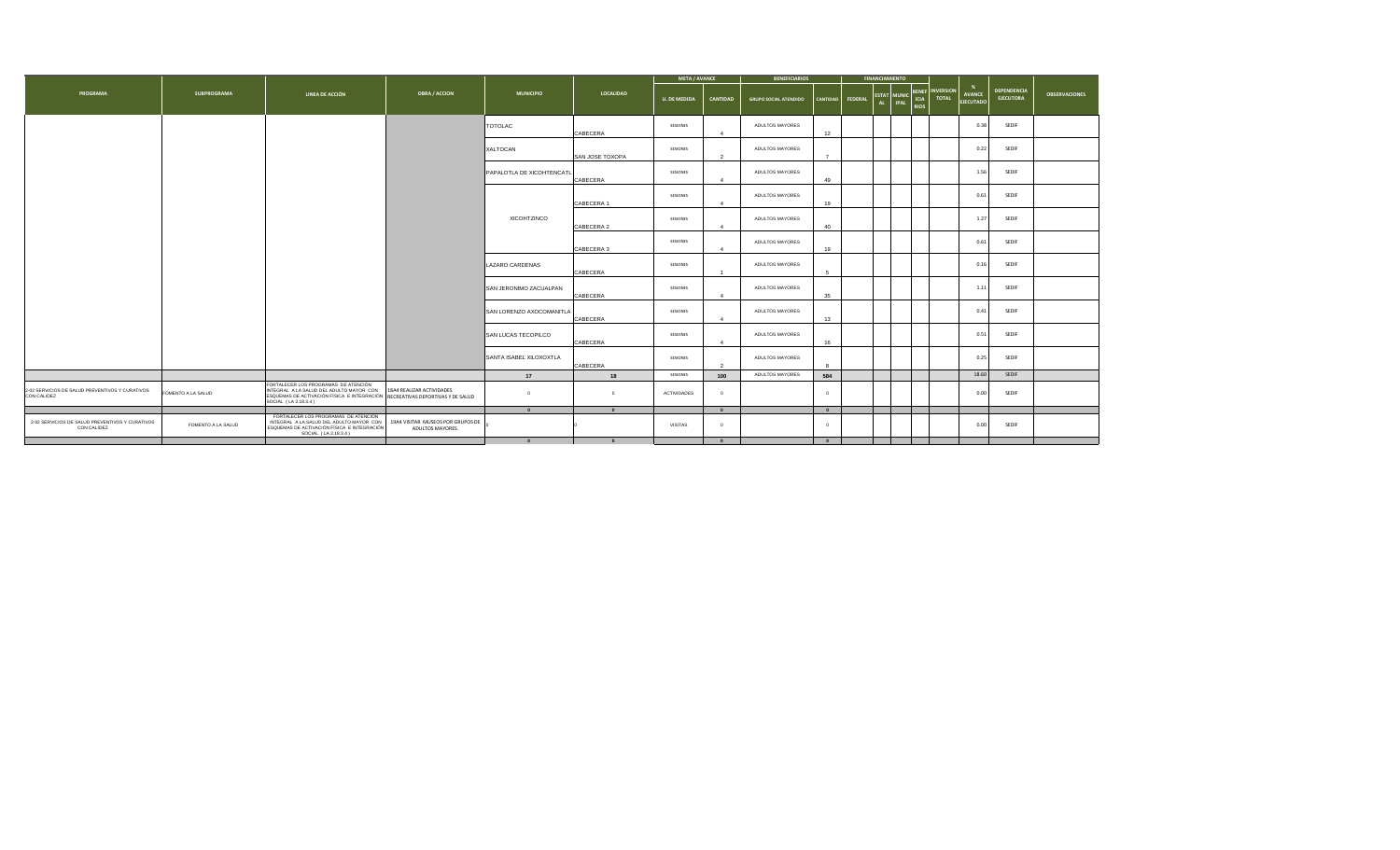| PROGRAMA | SUBPROGRAMA | LINEA DE ACCIÓN | OBRA / ACCION | MUNICPIO | LOCALIDAD | META / AVANCE | | BENEFICIARIOS | | FINANCIAMIENTO | | | | INVERSION TOTAL | % AVANCE EJECUTADO | DEPENDENCIA EJECUTORA | OBSERVACIONES |
|---|---|---|---|---|---|---|---|---|---|---|---|---|---|---|---|---|---|
| | | | | | | U. DE MEDIDA | CANTIDAD | GRUPO SOCIAL ATENDIDO | CANTIDAD | FEDERAL | ESTATAL | MUNICIPAL | BENEFICIARIOS | | | | |
| | | | | TOTOLAC | CABECERA | SESIONES | 4 | ADULTOS MAYORES | 12 | | | | | | 0.38 | SEDIF | |
| | | | | XALTOCAN | SAN JOSE TOXOPA | SESIONES | 2 | ADULTOS MAYORES | 7 | | | | | | 0.22 | SEDIF | |
| | | | | PAPALOTLA DE XICOHTENCATL | CABECERA | SESIONES | 4 | ADULTOS MAYORES | 49 | | | | | | 1.56 | SEDIF | |
| | | | | XICOHTZINCO | CABECERA 1 | SESIONES | 4 | ADULTOS MAYORES | 19 | | | | | | 0.61 | SEDIF | |
| | | | | | CABECERA 2 | SESIONES | 4 | ADULTOS MAYORES | 40 | | | | | | 1.27 | SEDIF | |
| | | | | | CABECERA 3 | SESIONES | 4 | ADULTOS MAYORES | 19 | | | | | | 0.61 | SEDIF | |
| | | | | LAZARO CARDENAS | CABECERA | SESIONES | 1 | ADULTOS MAYORES | 5 | | | | | | 0.16 | SEDIF | |
| | | | | SAN JERONIMO ZACUALPAN | CABECERA | SESIONES | 4 | ADULTOS MAYORES | 35 | | | | | | 1.11 | SEDIF | |
| | | | | SAN LORENZO AXOCOMANITLA | CABECERA | SESIONES | 4 | ADULTOS MAYORES | 13 | | | | | | 0.41 | SEDIF | |
| | | | | SAN LUCAS TECOPILCO | CABECERA | SESIONES | 4 | ADULTOS MAYORES | 16 | | | | | | 0.51 | SEDIF | |
| | | | | SANTA ISABEL XILOXOXTLA | CABECERA | SESIONES | 2 | ADULTOS MAYORES | 8 | | | | | | 0.25 | SEDIF | |
| | | | | 17 | 18 | SESIONES | 100 | ADULTOS MAYORES | 584 | | | | | | 18.60 | SEDIF | |
| 2-02 SERVICIOS DE SALUD PREVENTIVOS Y CURATIVOS CON CALIDEZ | FOMENTO A LA SALUD | FORTALECER LOS PROGRAMAS DE ATENCIÓN INTEGRAL A LA SALUD DEL ADULTO MAYOR CON ESQUEMAS DE ACTIVACIÓN FÍSICA E INTEGRACIÓN SOCIAL ( LA 2.19.3.4 ) | 19A4 REALIZAR ACTIVIDADES RECREATIVAS DEPORTIVAS Y DE SALUD | 0 | 0 | ACTIVIDADES | 0 | | 0 | | | | | | 0.00 | SEDIF | |
| | | | | 0 | 0 | | 0 | | 0 | | | | | | | | |
| 2-02 SERVICIOS DE SALUD PREVENTIVOS Y CURATIVOS CON CALIDEZ | FOMENTO A LA SALUD | FORTALECER LOS PROGRAMAS DE ATENCIÓN INTEGRAL A LA SALUD DEL ADULTO MAYOR CON ESQUEMAS DE ACTIVACIÓN FÍSICA E INTEGRACIÓN SOCIAL ( LA 2.19.3.4 ) | 19A4 VISITAR MUSEOS POR GRUPOS DE ADULTOS MAYORES. | 0 | 0 | VISITAS | 0 | | 0 | | | | | | 0.00 | SEDIF | |
| | | | | 0 | 0 | | 0 | | 0 | | | | | | | | |